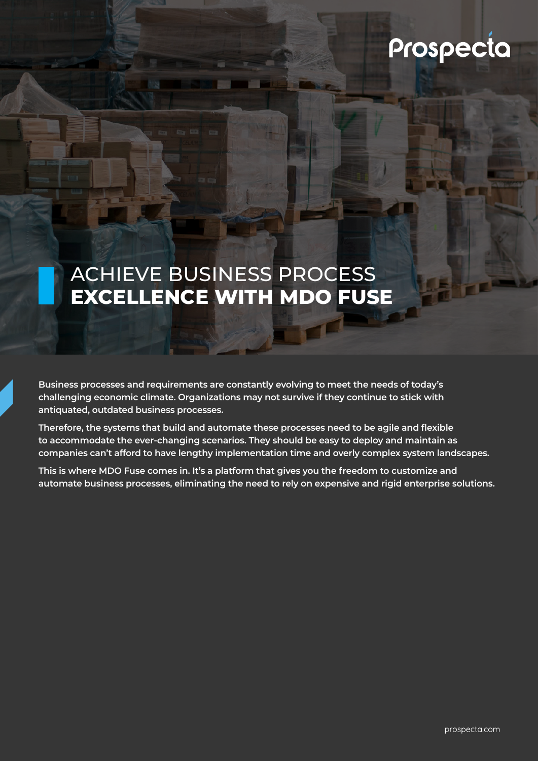Prospecta

# ACHIEVE BUSINESS PROCESS **EXCELLENCE WITH MDO FUSE**

**Business processes and requirements are constantly evolving to meet the needs of today's challenging economic climate. Organizations may not survive if they continue to stick with antiquated, outdated business processes.**

**Therefore, the systems that build and automate these processes need to be agile and flexible to accommodate the ever-changing scenarios. They should be easy to deploy and maintain as companies can't afford to have lengthy implementation time and overly complex system landscapes.**

**This is where MDO Fuse comes in. It's a platform that gives you the freedom to customize and automate business processes, eliminating the need to rely on expensive and rigid enterprise solutions.**

prospecta.com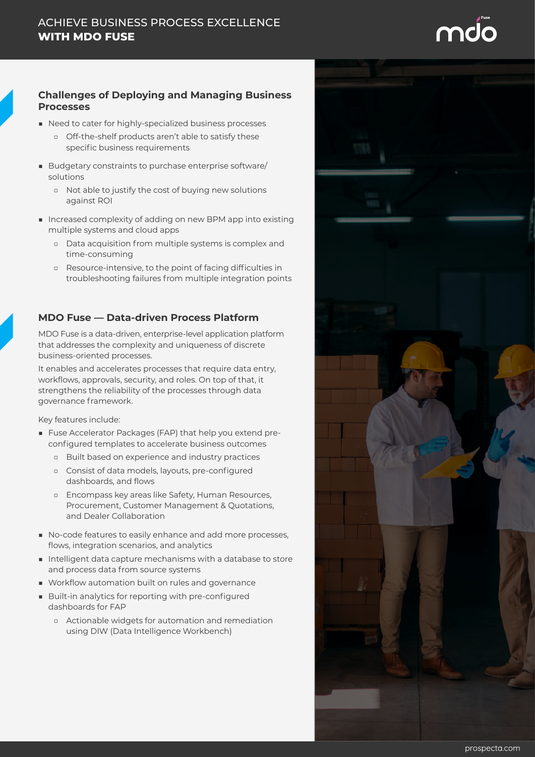# ACHIEVE BUSINESS PROCESS EXCELLENCE **WITH MDO FUSE**

## Challenges of Deploying and Managing Business Processes

- Need to cater for highly-specialized business processes
  - Off-the-shelf products aren't able to satisfy these specific business requirements
- Budgetary constraints to purchase enterprise software/ solutions
  - Not able to justify the cost of buying new solutions against ROI
- Increased complexity of adding on new BPM app into existing multiple systems and cloud apps
  - Data acquisition from multiple systems is complex and time-consuming
  - Resource-intensive, to the point of facing difficulties in troubleshooting failures from multiple integration points

## MDO Fuse — Data-driven Process Platform

MDO Fuse is a data-driven, enterprise-level application platform that addresses the complexity and uniqueness of discrete business-oriented processes.

It enables and accelerates processes that require data entry, workflows, approvals, security, and roles. On top of that, it strengthens the reliability of the processes through data governance framework.

Key features include:

- Fuse Accelerator Packages (FAP) that help you extend pre-configured templates to accelerate business outcomes
  - Built based on experience and industry practices
  - Consist of data models, layouts, pre-configured dashboards, and flows
  - Encompass key areas like Safety, Human Resources, Procurement, Customer Management & Quotations, and Dealer Collaboration
- No-code features to easily enhance and add more processes, flows, integration scenarios, and analytics
- Intelligent data capture mechanisms with a database to store and process data from source systems
- Workflow automation built on rules and governance
- Built-in analytics for reporting with pre-configured dashboards for FAP
  - Actionable widgets for automation and remediation using DIW (Data Intelligence Workbench)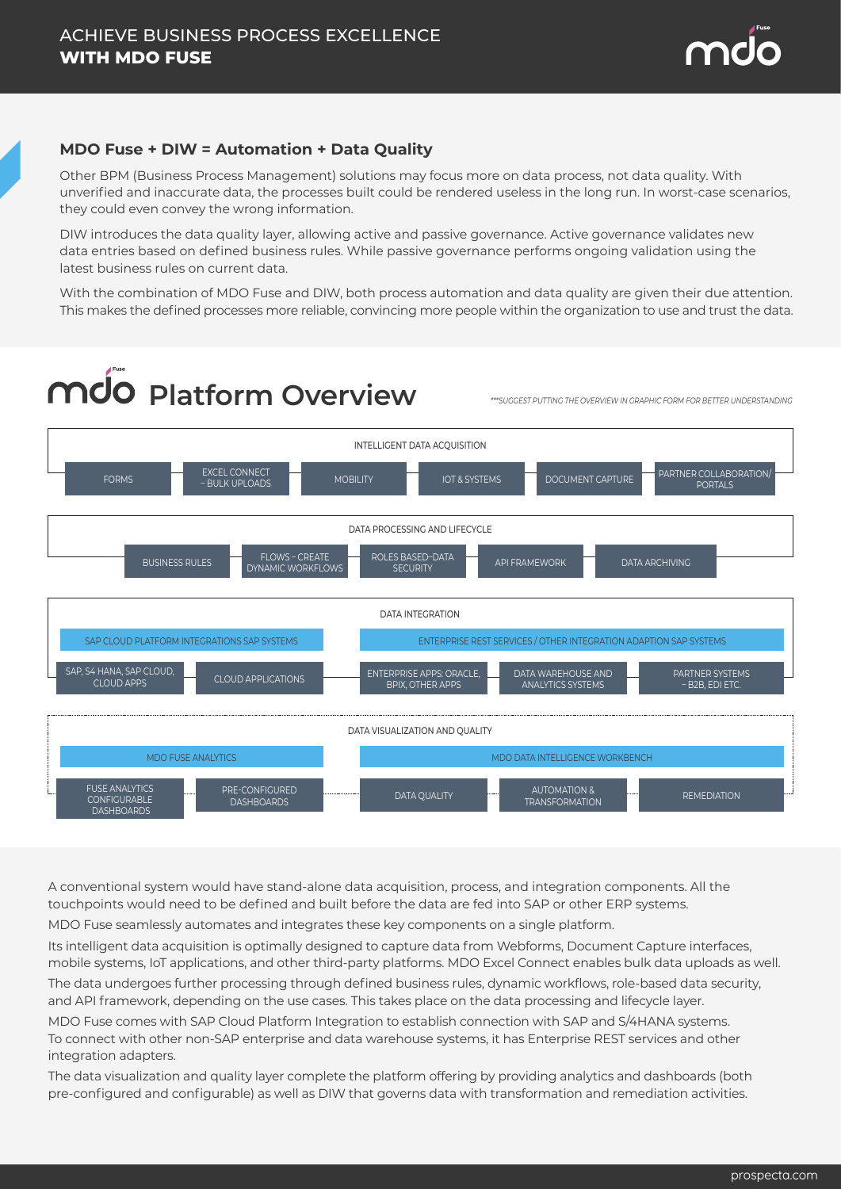## MDO Fuse + DIW = Automation + Data Quality

Other BPM (Business Process Management) solutions may focus more on data process, not data quality. With unverified and inaccurate data, the processes built could be rendered useless in the long run. In worst-case scenarios, they could even convey the wrong information.

DIW introduces the data quality layer, allowing active and passive governance. Active governance validates new data entries based on defined business rules. While passive governance performs ongoing validation using the latest business rules on current data.

With the combination of MDO Fuse and DIW, both process automation and data quality are given their due attention. This makes the defined processes more reliable, convincing more people within the organization to use and trust the data.

## mdo Platform Overview

*\*\*\*SUGGEST PUTTING THE OVERVIEW IN GRAPHIC FORM FOR BETTER UNDERSTANDING*

**INTELLIGENT DATA ACQUISITION**

- FORMS
- EXCEL CONNECT – BULK UPLOADS
- MOBILITY
- IOT & SYSTEMS
- DOCUMENT CAPTURE
- PARTNER COLLABORATION/ PORTALS

**DATA PROCESSING AND LIFECYCLE**

- BUSINESS RULES
- FLOWS – CREATE DYNAMIC WORKFLOWS
- ROLES BASED-DATA SECURITY
- API FRAMEWORK
- DATA ARCHIVING

**DATA INTEGRATION**

- SAP CLOUD PLATFORM INTEGRATIONS SAP SYSTEMS
  - SAP, S4 HANA, SAP CLOUD, CLOUD APPS
  - CLOUD APPLICATIONS
- ENTERPRISE REST SERVICES / OTHER INTEGRATION ADAPTION SAP SYSTEMS
  - ENTERPRISE APPS: ORACLE, BPIX, OTHER APPS
  - DATA WAREHOUSE AND ANALYTICS SYSTEMS
  - PARTNER SYSTEMS – B2B, EDI ETC.

**DATA VISUALIZATION AND QUALITY**

- MDO FUSE ANALYTICS
  - FUSE ANALYTICS CONFIGURABLE DASHBOARDS
  - PRE-CONFIGURED DASHBOARDS
- MDO DATA INTELLIGENCE WORKBENCH
  - DATA QUALITY
  - AUTOMATION & TRANSFORMATION
  - REMEDIATION

A conventional system would have stand-alone data acquisition, process, and integration components. All the touchpoints would need to be defined and built before the data are fed into SAP or other ERP systems.

MDO Fuse seamlessly automates and integrates these key components on a single platform.

Its intelligent data acquisition is optimally designed to capture data from Webforms, Document Capture interfaces, mobile systems, IoT applications, and other third-party platforms. MDO Excel Connect enables bulk data uploads as well.

The data undergoes further processing through defined business rules, dynamic workflows, role-based data security, and API framework, depending on the use cases. This takes place on the data processing and lifecycle layer.

MDO Fuse comes with SAP Cloud Platform Integration to establish connection with SAP and S/4HANA systems. To connect with other non-SAP enterprise and data warehouse systems, it has Enterprise REST services and other integration adapters.

The data visualization and quality layer complete the platform offering by providing analytics and dashboards (both pre-configured and configurable) as well as DIW that governs data with transformation and remediation activities.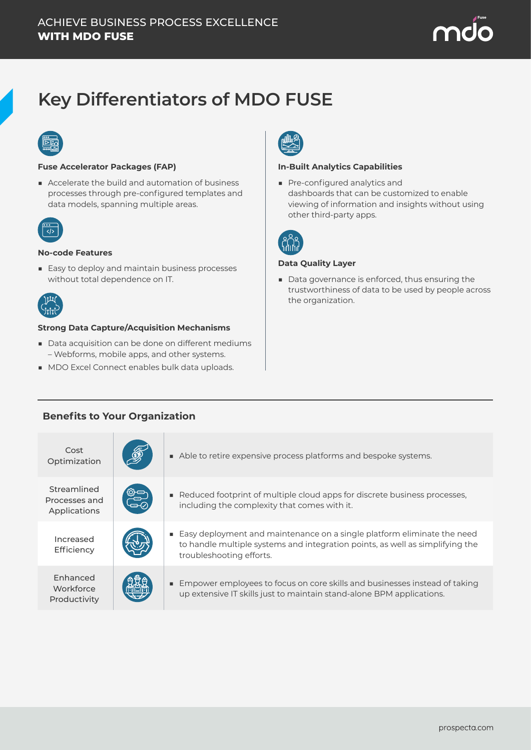# Key Differentiators of MDO FUSE

### Fuse Accelerator Packages (FAP)

- Accelerate the build and automation of business processes through pre-configured templates and data models, spanning multiple areas.

### No-code Features

- Easy to deploy and maintain business processes without total dependence on IT.

### Strong Data Capture/Acquisition Mechanisms

- Data acquisition can be done on different mediums – Webforms, mobile apps, and other systems.
- MDO Excel Connect enables bulk data uploads.

### In-Built Analytics Capabilities

- Pre-configured analytics and dashboards that can be customized to enable viewing of information and insights without using other third-party apps.

### Data Quality Layer

- Data governance is enforced, thus ensuring the trustworthiness of data to be used by people across the organization.

## Benefits to Your Organization

| | |
|---|---|
| Cost Optimization | Able to retire expensive process platforms and bespoke systems. |
| Streamlined Processes and Applications | Reduced footprint of multiple cloud apps for discrete business processes, including the complexity that comes with it. |
| Increased Efficiency | Easy deployment and maintenance on a single platform eliminate the need to handle multiple systems and integration points, as well as simplifying the troubleshooting efforts. |
| Enhanced Workforce Productivity | Empower employees to focus on core skills and businesses instead of taking up extensive IT skills just to maintain stand-alone BPM applications. |